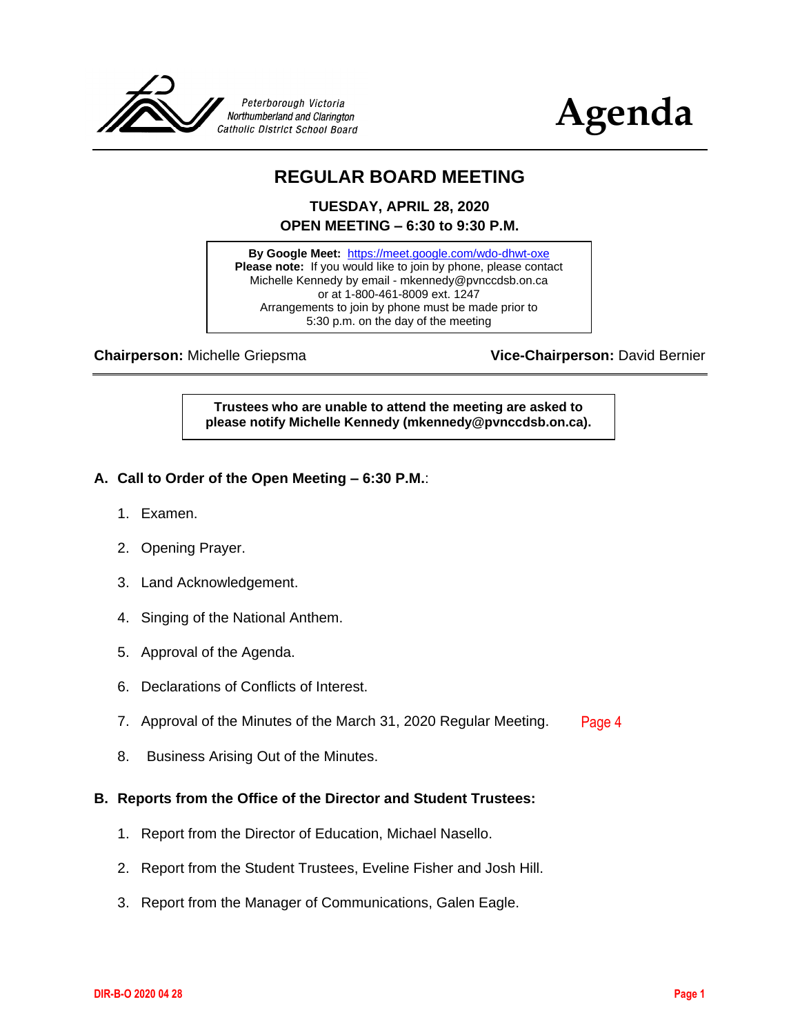Peterborough Victoria Northumberland and Clarington Catholic District School Board

# Agenda

## REGULAR BOARD MEETING

**TUESDAY, APRIL 28, 2020**

**OPEN MEETING – 6:30 to 9:30 P.M.**

**By Google Meet:** https://meet.google.com/wdo-dhwt-oxe
**Please note:** If you would like to join by phone, please contact Michelle Kennedy by email - mkennedy@pvnccdsb.on.ca or at 1-800-461-8009 ext. 1247
Arrangements to join by phone must be made prior to 5:30 p.m. on the day of the meeting

**Chairperson:** Michelle Griepsma **Vice-Chairperson:** David Bernier

**Trustees who are unable to attend the meeting are asked to please notify Michelle Kennedy (mkennedy@pvnccdsb.on.ca).**

### A. Call to Order of the Open Meeting – 6:30 P.M.:

1. Examen.
2. Opening Prayer.
3. Land Acknowledgement.
4. Singing of the National Anthem.
5. Approval of the Agenda.
6. Declarations of Conflicts of Interest.
7. Approval of the Minutes of the March 31, 2020 Regular Meeting. Page 4
8. Business Arising Out of the Minutes.

### B. Reports from the Office of the Director and Student Trustees:

1. Report from the Director of Education, Michael Nasello.
2. Report from the Student Trustees, Eveline Fisher and Josh Hill.
3. Report from the Manager of Communications, Galen Eagle.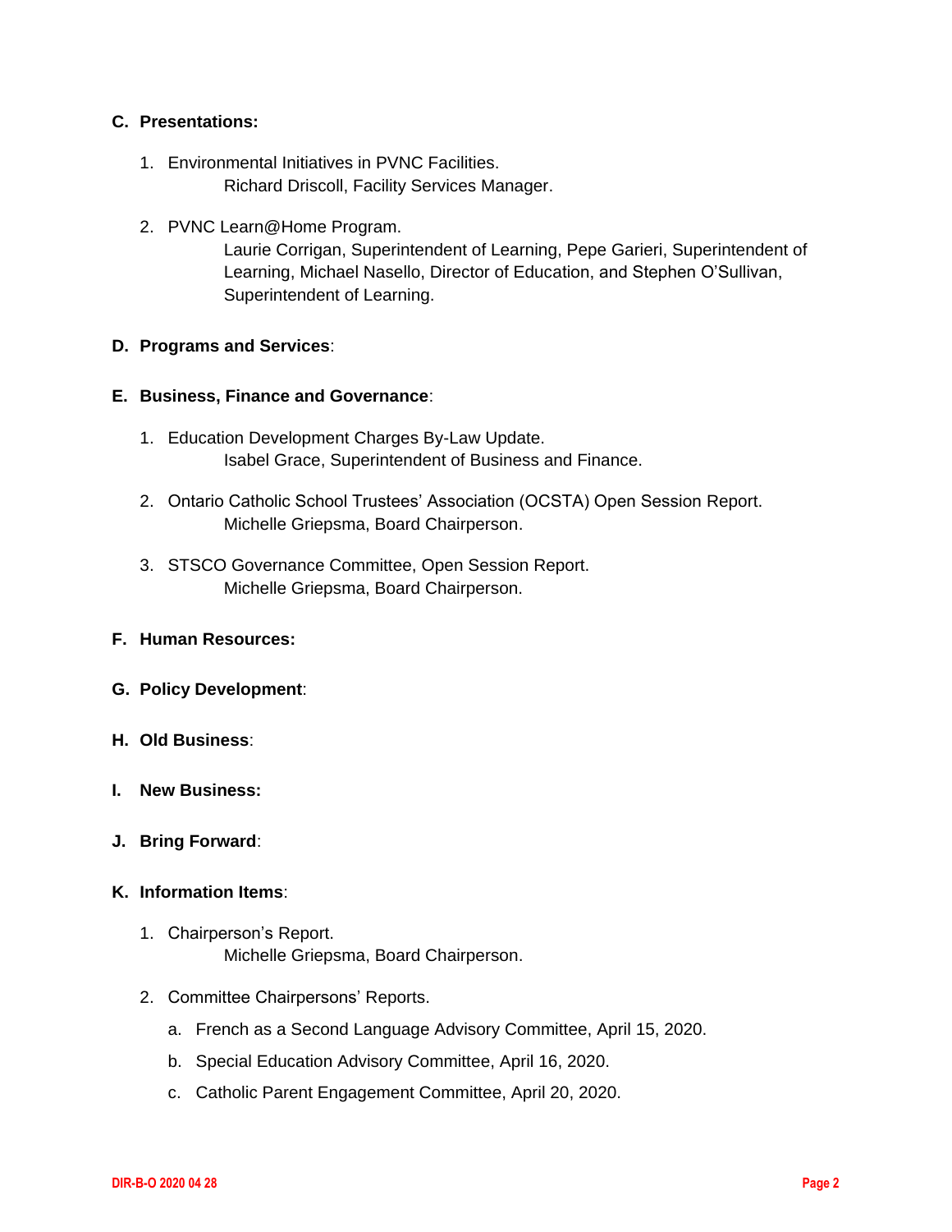**C. Presentations:**

1. Environmental Initiatives in PVNC Facilities.
   Richard Driscoll, Facility Services Manager.

2. PVNC Learn@Home Program.
   Laurie Corrigan, Superintendent of Learning, Pepe Garieri, Superintendent of Learning, Michael Nasello, Director of Education, and Stephen O'Sullivan, Superintendent of Learning.

**D. Programs and Services**:

**E. Business, Finance and Governance**:

1. Education Development Charges By-Law Update.
   Isabel Grace, Superintendent of Business and Finance.

2. Ontario Catholic School Trustees' Association (OCSTA) Open Session Report.
   Michelle Griepsma, Board Chairperson.

3. STSCO Governance Committee, Open Session Report.
   Michelle Griepsma, Board Chairperson.

**F. Human Resources:**

**G. Policy Development**:

**H. Old Business**:

**I. New Business:**

**J. Bring Forward**:

**K. Information Items**:

1. Chairperson's Report.
   Michelle Griepsma, Board Chairperson.

2. Committee Chairpersons' Reports.

   a. French as a Second Language Advisory Committee, April 15, 2020.

   b. Special Education Advisory Committee, April 16, 2020.

   c. Catholic Parent Engagement Committee, April 20, 2020.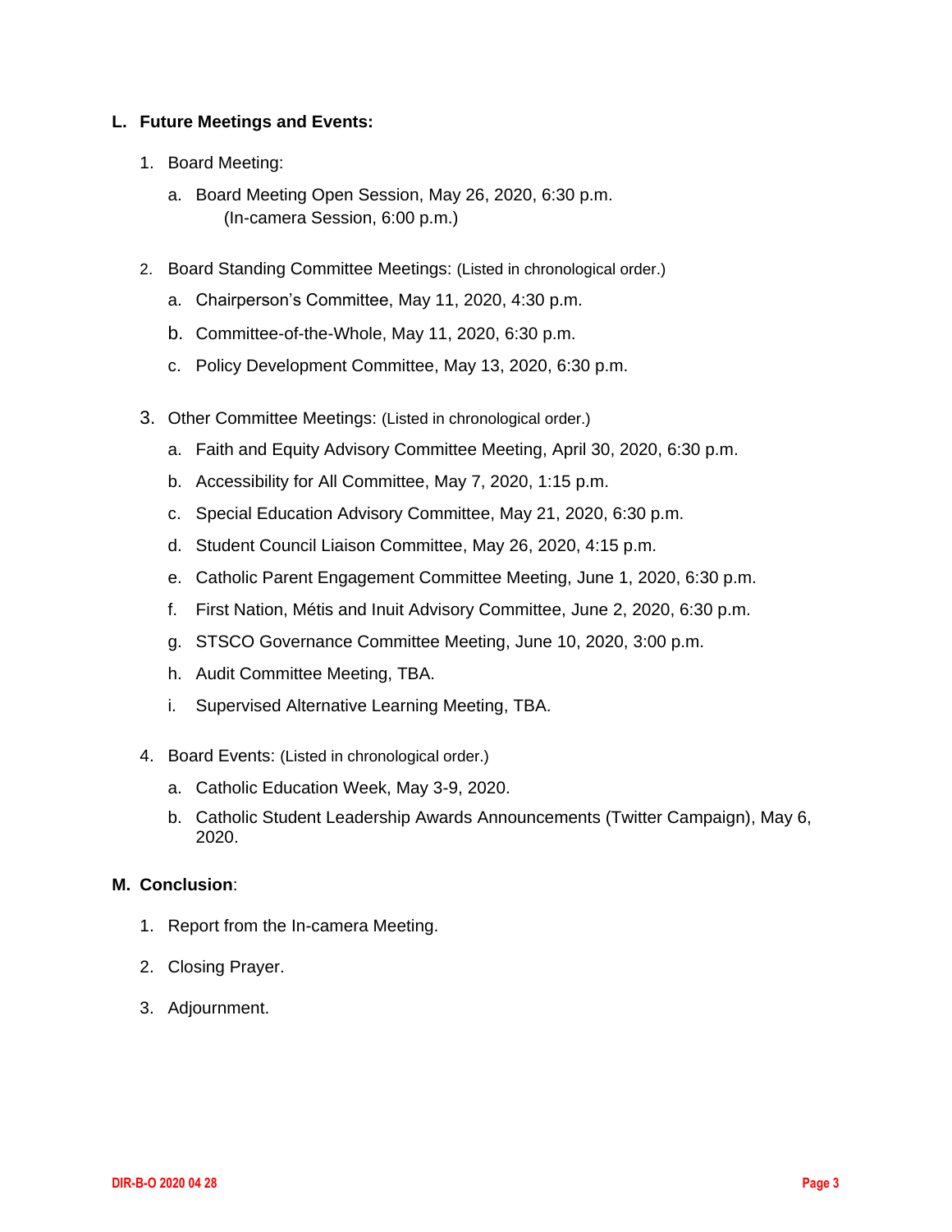**L. Future Meetings and Events:**

1. Board Meeting:

   a. Board Meeting Open Session, May 26, 2020, 6:30 p.m.
      (In-camera Session, 6:00 p.m.)

2. Board Standing Committee Meetings: (Listed in chronological order.)

   a. Chairperson's Committee, May 11, 2020, 4:30 p.m.

   b. Committee-of-the-Whole, May 11, 2020, 6:30 p.m.

   c. Policy Development Committee, May 13, 2020, 6:30 p.m.

3. Other Committee Meetings: (Listed in chronological order.)

   a. Faith and Equity Advisory Committee Meeting, April 30, 2020, 6:30 p.m.

   b. Accessibility for All Committee, May 7, 2020, 1:15 p.m.

   c. Special Education Advisory Committee, May 21, 2020, 6:30 p.m.

   d. Student Council Liaison Committee, May 26, 2020, 4:15 p.m.

   e. Catholic Parent Engagement Committee Meeting, June 1, 2020, 6:30 p.m.

   f. First Nation, Métis and Inuit Advisory Committee, June 2, 2020, 6:30 p.m.

   g. STSCO Governance Committee Meeting, June 10, 2020, 3:00 p.m.

   h. Audit Committee Meeting, TBA.

   i. Supervised Alternative Learning Meeting, TBA.

4. Board Events: (Listed in chronological order.)

   a. Catholic Education Week, May 3-9, 2020.

   b. Catholic Student Leadership Awards Announcements (Twitter Campaign), May 6, 2020.

**M. Conclusion**:

1. Report from the In-camera Meeting.

2. Closing Prayer.

3. Adjournment.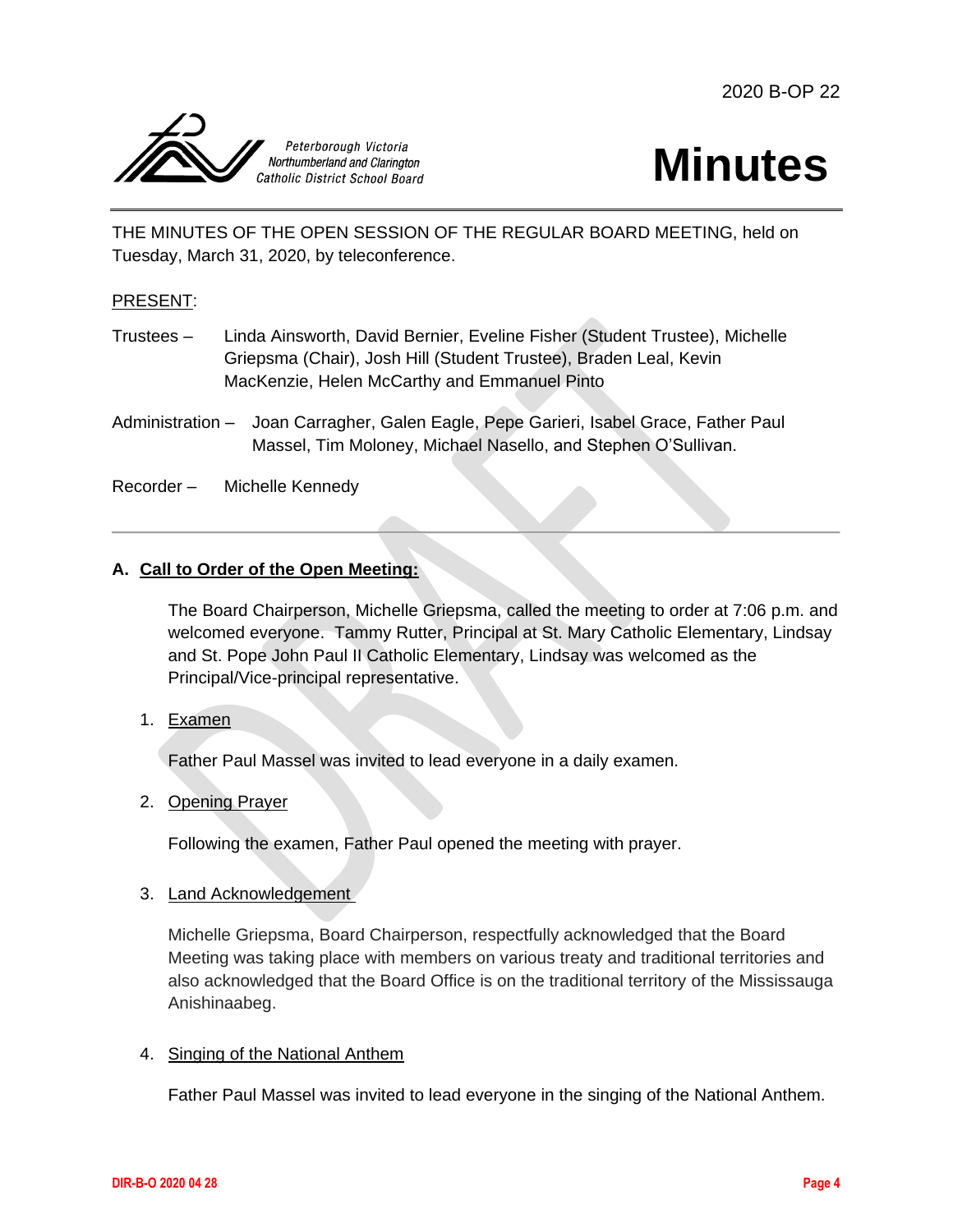Peterborough Victoria Northumberland and Clarington Catholic District School Board

# Minutes

THE MINUTES OF THE OPEN SESSION OF THE REGULAR BOARD MEETING, held on Tuesday, March 31, 2020, by teleconference.

PRESENT:

Trustees – Linda Ainsworth, David Bernier, Eveline Fisher (Student Trustee), Michelle Griepsma (Chair), Josh Hill (Student Trustee), Braden Leal, Kevin MacKenzie, Helen McCarthy and Emmanuel Pinto

Administration – Joan Carragher, Galen Eagle, Pepe Garieri, Isabel Grace, Father Paul Massel, Tim Moloney, Michael Nasello, and Stephen O'Sullivan.

Recorder – Michelle Kennedy

---

## A. Call to Order of the Open Meeting:

The Board Chairperson, Michelle Griepsma, called the meeting to order at 7:06 p.m. and welcomed everyone. Tammy Rutter, Principal at St. Mary Catholic Elementary, Lindsay and St. Pope John Paul II Catholic Elementary, Lindsay was welcomed as the Principal/Vice-principal representative.

1. Examen

   Father Paul Massel was invited to lead everyone in a daily examen.

2. Opening Prayer

   Following the examen, Father Paul opened the meeting with prayer.

3. Land Acknowledgement

   Michelle Griepsma, Board Chairperson, respectfully acknowledged that the Board Meeting was taking place with members on various treaty and traditional territories and also acknowledged that the Board Office is on the traditional territory of the Mississauga Anishinaabeg.

4. Singing of the National Anthem

   Father Paul Massel was invited to lead everyone in the singing of the National Anthem.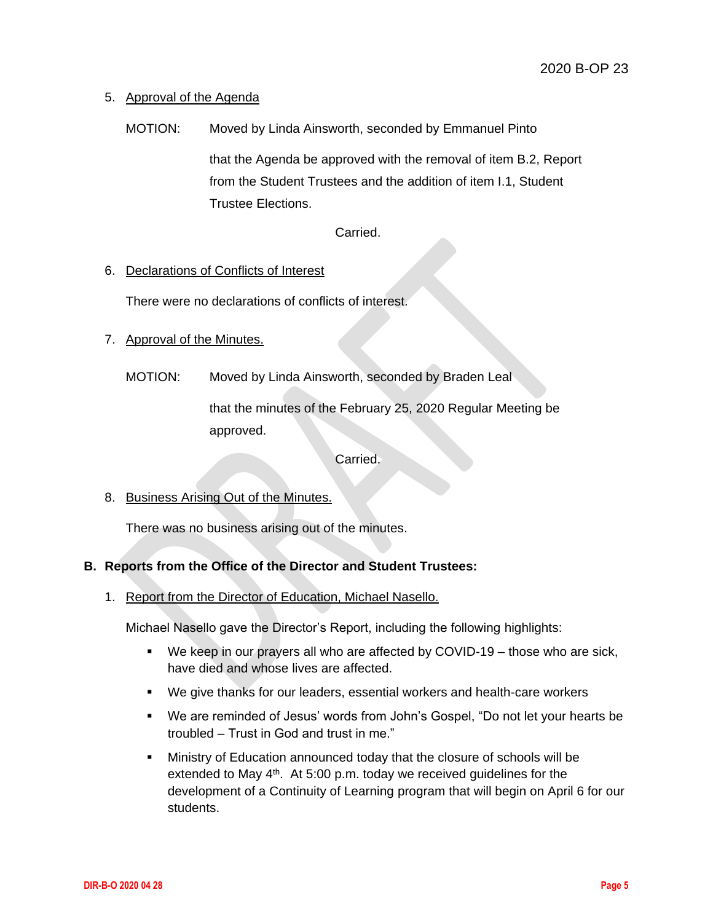5. Approval of the Agenda

MOTION: Moved by Linda Ainsworth, seconded by Emmanuel Pinto

that the Agenda be approved with the removal of item B.2, Report from the Student Trustees and the addition of item I.1, Student Trustee Elections.

Carried.

6. Declarations of Conflicts of Interest

There were no declarations of conflicts of interest.

7. Approval of the Minutes.

MOTION: Moved by Linda Ainsworth, seconded by Braden Leal

that the minutes of the February 25, 2020 Regular Meeting be approved.

Carried.

8. Business Arising Out of the Minutes.

There was no business arising out of the minutes.

**B. Reports from the Office of the Director and Student Trustees:**

1. Report from the Director of Education, Michael Nasello.

Michael Nasello gave the Director's Report, including the following highlights:

- We keep in our prayers all who are affected by COVID-19 – those who are sick, have died and whose lives are affected.
- We give thanks for our leaders, essential workers and health-care workers
- We are reminded of Jesus' words from John's Gospel, "Do not let your hearts be troubled – Trust in God and trust in me."
- Ministry of Education announced today that the closure of schools will be extended to May 4th. At 5:00 p.m. today we received guidelines for the development of a Continuity of Learning program that will begin on April 6 for our students.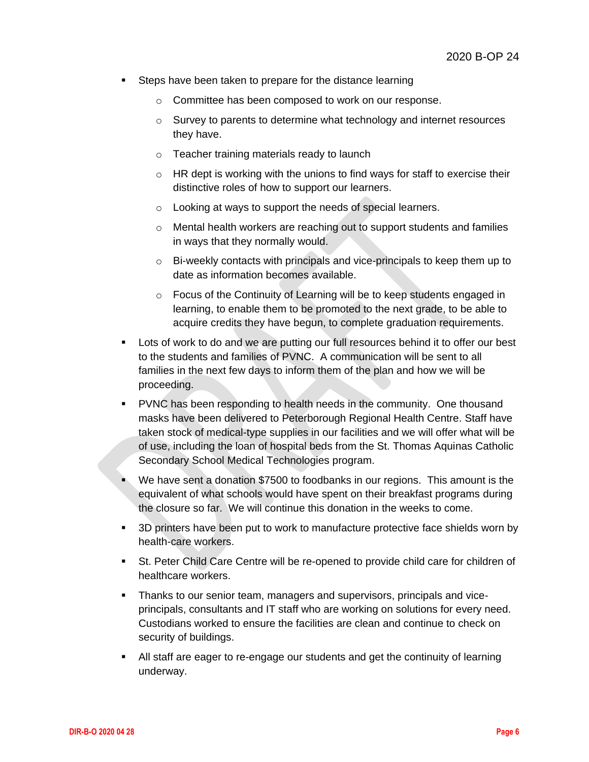- Steps have been taken to prepare for the distance learning
  - Committee has been composed to work on our response.
  - Survey to parents to determine what technology and internet resources they have.
  - Teacher training materials ready to launch
  - HR dept is working with the unions to find ways for staff to exercise their distinctive roles of how to support our learners.
  - Looking at ways to support the needs of special learners.
  - Mental health workers are reaching out to support students and families in ways that they normally would.
  - Bi-weekly contacts with principals and vice-principals to keep them up to date as information becomes available.
  - Focus of the Continuity of Learning will be to keep students engaged in learning, to enable them to be promoted to the next grade, to be able to acquire credits they have begun, to complete graduation requirements.
- Lots of work to do and we are putting our full resources behind it to offer our best to the students and families of PVNC. A communication will be sent to all families in the next few days to inform them of the plan and how we will be proceeding.
- PVNC has been responding to health needs in the community. One thousand masks have been delivered to Peterborough Regional Health Centre. Staff have taken stock of medical-type supplies in our facilities and we will offer what will be of use, including the loan of hospital beds from the St. Thomas Aquinas Catholic Secondary School Medical Technologies program.
- We have sent a donation $7500 to foodbanks in our regions. This amount is the equivalent of what schools would have spent on their breakfast programs during the closure so far. We will continue this donation in the weeks to come.
- 3D printers have been put to work to manufacture protective face shields worn by health-care workers.
- St. Peter Child Care Centre will be re-opened to provide child care for children of healthcare workers.
- Thanks to our senior team, managers and supervisors, principals and vice-principals, consultants and IT staff who are working on solutions for every need. Custodians worked to ensure the facilities are clean and continue to check on security of buildings.
- All staff are eager to re-engage our students and get the continuity of learning underway.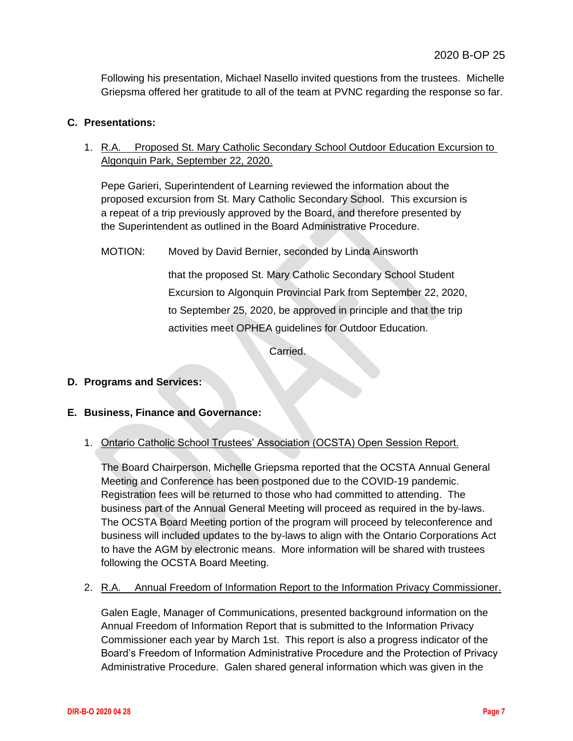Following his presentation, Michael Nasello invited questions from the trustees. Michelle Griepsma offered her gratitude to all of the team at PVNC regarding the response so far.

**C. Presentations:**

1. R.A. Proposed St. Mary Catholic Secondary School Outdoor Education Excursion to Algonquin Park, September 22, 2020.

   Pepe Garieri, Superintendent of Learning reviewed the information about the proposed excursion from St. Mary Catholic Secondary School. This excursion is a repeat of a trip previously approved by the Board, and therefore presented by the Superintendent as outlined in the Board Administrative Procedure.

   MOTION: Moved by David Bernier, seconded by Linda Ainsworth

   that the proposed St. Mary Catholic Secondary School Student Excursion to Algonquin Provincial Park from September 22, 2020, to September 25, 2020, be approved in principle and that the trip activities meet OPHEA guidelines for Outdoor Education.

   Carried.

**D. Programs and Services:**

**E. Business, Finance and Governance:**

1. Ontario Catholic School Trustees' Association (OCSTA) Open Session Report.

   The Board Chairperson, Michelle Griepsma reported that the OCSTA Annual General Meeting and Conference has been postponed due to the COVID-19 pandemic. Registration fees will be returned to those who had committed to attending. The business part of the Annual General Meeting will proceed as required in the by-laws. The OCSTA Board Meeting portion of the program will proceed by teleconference and business will included updates to the by-laws to align with the Ontario Corporations Act to have the AGM by electronic means. More information will be shared with trustees following the OCSTA Board Meeting.

2. R.A. Annual Freedom of Information Report to the Information Privacy Commissioner.

   Galen Eagle, Manager of Communications, presented background information on the Annual Freedom of Information Report that is submitted to the Information Privacy Commissioner each year by March 1st. This report is also a progress indicator of the Board's Freedom of Information Administrative Procedure and the Protection of Privacy Administrative Procedure. Galen shared general information which was given in the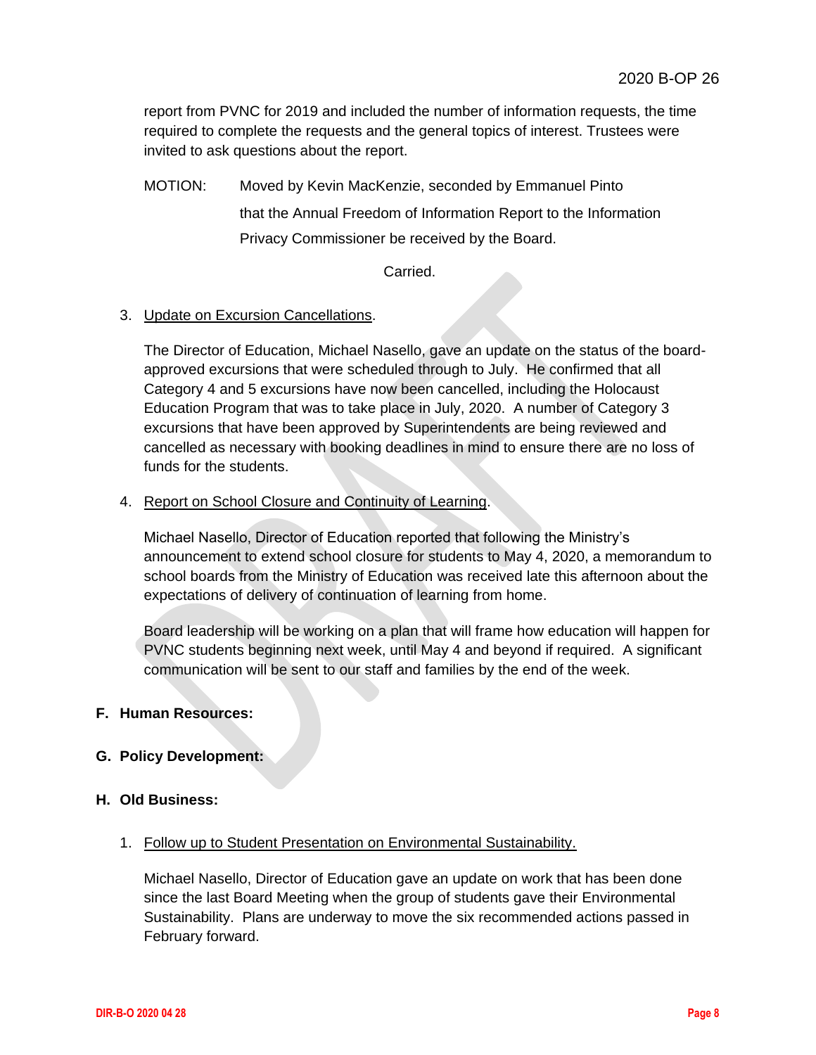report from PVNC for 2019 and included the number of information requests, the time required to complete the requests and the general topics of interest. Trustees were invited to ask questions about the report.

MOTION: Moved by Kevin MacKenzie, seconded by Emmanuel Pinto that the Annual Freedom of Information Report to the Information Privacy Commissioner be received by the Board.

Carried.

3. Update on Excursion Cancellations.

   The Director of Education, Michael Nasello, gave an update on the status of the board-approved excursions that were scheduled through to July. He confirmed that all Category 4 and 5 excursions have now been cancelled, including the Holocaust Education Program that was to take place in July, 2020. A number of Category 3 excursions that have been approved by Superintendents are being reviewed and cancelled as necessary with booking deadlines in mind to ensure there are no loss of funds for the students.

4. Report on School Closure and Continuity of Learning.

   Michael Nasello, Director of Education reported that following the Ministry's announcement to extend school closure for students to May 4, 2020, a memorandum to school boards from the Ministry of Education was received late this afternoon about the expectations of delivery of continuation of learning from home.

   Board leadership will be working on a plan that will frame how education will happen for PVNC students beginning next week, until May 4 and beyond if required. A significant communication will be sent to our staff and families by the end of the week.

**F. Human Resources:**

**G. Policy Development:**

**H. Old Business:**

1. Follow up to Student Presentation on Environmental Sustainability.

   Michael Nasello, Director of Education gave an update on work that has been done since the last Board Meeting when the group of students gave their Environmental Sustainability. Plans are underway to move the six recommended actions passed in February forward.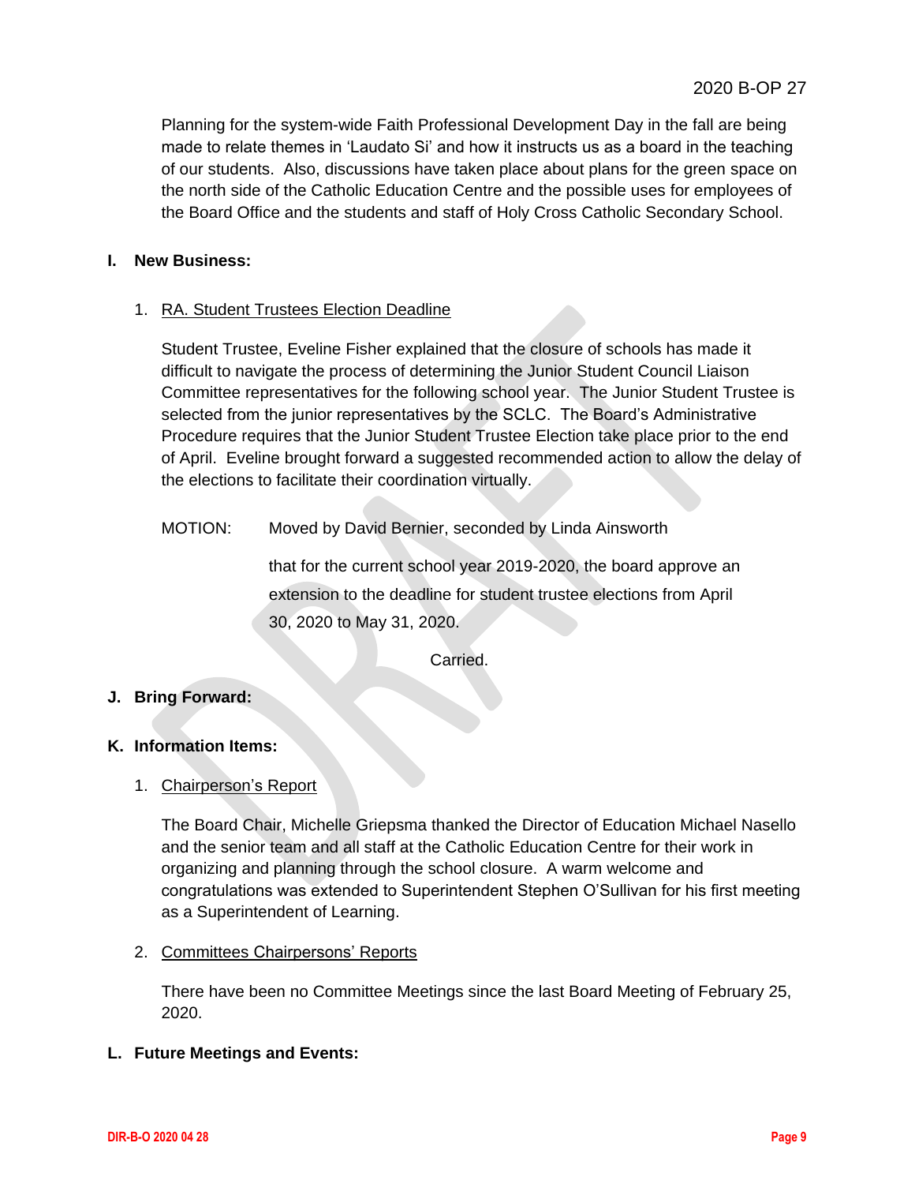Planning for the system-wide Faith Professional Development Day in the fall are being made to relate themes in 'Laudato Si' and how it instructs us as a board in the teaching of our students. Also, discussions have taken place about plans for the green space on the north side of the Catholic Education Centre and the possible uses for employees of the Board Office and the students and staff of Holy Cross Catholic Secondary School.

## I. New Business:

1. RA. Student Trustees Election Deadline

   Student Trustee, Eveline Fisher explained that the closure of schools has made it difficult to navigate the process of determining the Junior Student Council Liaison Committee representatives for the following school year. The Junior Student Trustee is selected from the junior representatives by the SCLC. The Board's Administrative Procedure requires that the Junior Student Trustee Election take place prior to the end of April. Eveline brought forward a suggested recommended action to allow the delay of the elections to facilitate their coordination virtually.

   MOTION: Moved by David Bernier, seconded by Linda Ainsworth

   that for the current school year 2019-2020, the board approve an extension to the deadline for student trustee elections from April 30, 2020 to May 31, 2020.

   Carried.

## J. Bring Forward:

## K. Information Items:

1. Chairperson's Report

   The Board Chair, Michelle Griepsma thanked the Director of Education Michael Nasello and the senior team and all staff at the Catholic Education Centre for their work in organizing and planning through the school closure. A warm welcome and congratulations was extended to Superintendent Stephen O'Sullivan for his first meeting as a Superintendent of Learning.

2. Committees Chairpersons' Reports

   There have been no Committee Meetings since the last Board Meeting of February 25, 2020.

## L. Future Meetings and Events: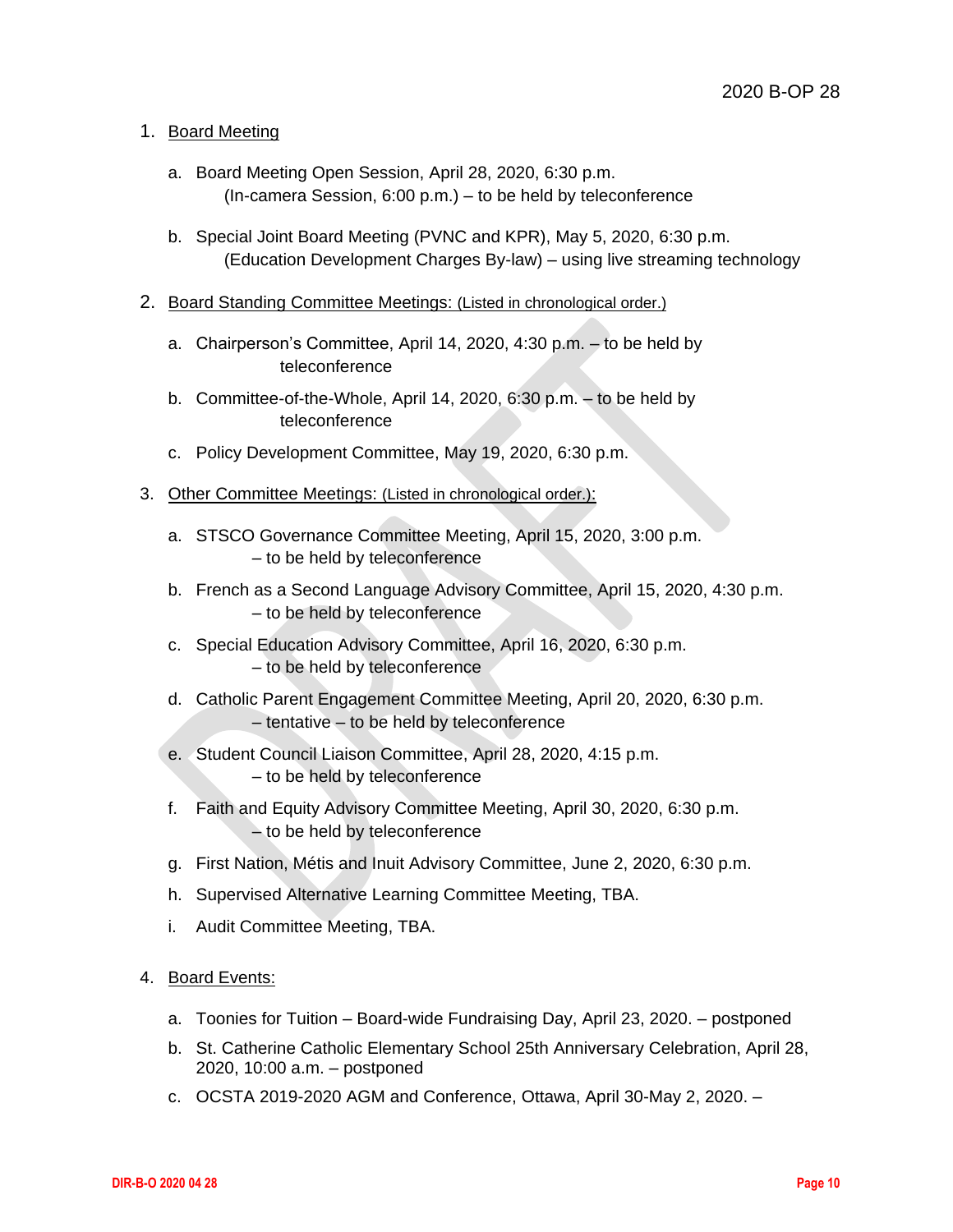1. Board Meeting

    a. Board Meeting Open Session, April 28, 2020, 6:30 p.m. (In-camera Session, 6:00 p.m.) – to be held by teleconference

    b. Special Joint Board Meeting (PVNC and KPR), May 5, 2020, 6:30 p.m. (Education Development Charges By-law) – using live streaming technology

2. Board Standing Committee Meetings: (Listed in chronological order.)

    a. Chairperson's Committee, April 14, 2020, 4:30 p.m. – to be held by teleconference

    b. Committee-of-the-Whole, April 14, 2020, 6:30 p.m. – to be held by teleconference

    c. Policy Development Committee, May 19, 2020, 6:30 p.m.

3. Other Committee Meetings: (Listed in chronological order.):

    a. STSCO Governance Committee Meeting, April 15, 2020, 3:00 p.m. – to be held by teleconference

    b. French as a Second Language Advisory Committee, April 15, 2020, 4:30 p.m. – to be held by teleconference

    c. Special Education Advisory Committee, April 16, 2020, 6:30 p.m. – to be held by teleconference

    d. Catholic Parent Engagement Committee Meeting, April 20, 2020, 6:30 p.m. – tentative – to be held by teleconference

    e. Student Council Liaison Committee, April 28, 2020, 4:15 p.m. – to be held by teleconference

    f. Faith and Equity Advisory Committee Meeting, April 30, 2020, 6:30 p.m. – to be held by teleconference

    g. First Nation, Métis and Inuit Advisory Committee, June 2, 2020, 6:30 p.m.

    h. Supervised Alternative Learning Committee Meeting, TBA.

    i. Audit Committee Meeting, TBA.

4. Board Events:

    a. Toonies for Tuition – Board-wide Fundraising Day, April 23, 2020. – postponed

    b. St. Catherine Catholic Elementary School 25th Anniversary Celebration, April 28, 2020, 10:00 a.m. – postponed

    c. OCSTA 2019-2020 AGM and Conference, Ottawa, April 30-May 2, 2020. –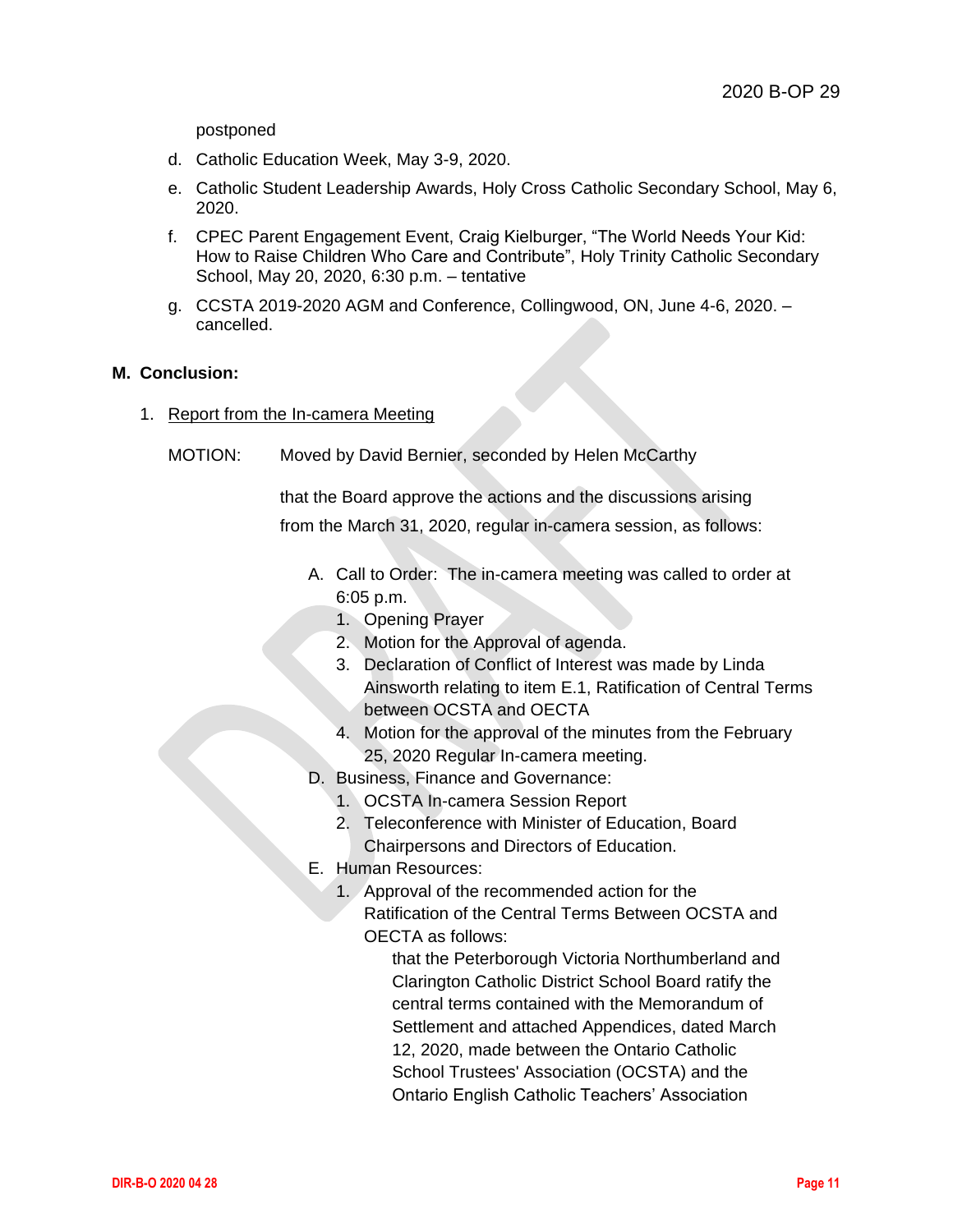postponed

d. Catholic Education Week, May 3-9, 2020.

e. Catholic Student Leadership Awards, Holy Cross Catholic Secondary School, May 6, 2020.

f. CPEC Parent Engagement Event, Craig Kielburger, “The World Needs Your Kid: How to Raise Children Who Care and Contribute”, Holy Trinity Catholic Secondary School, May 20, 2020, 6:30 p.m. – tentative

g. CCSTA 2019-2020 AGM and Conference, Collingwood, ON, June 4-6, 2020. – cancelled.

**M. Conclusion:**

1. Report from the In-camera Meeting

MOTION: Moved by David Bernier, seconded by Helen McCarthy

that the Board approve the actions and the discussions arising from the March 31, 2020, regular in-camera session, as follows:

A. Call to Order: The in-camera meeting was called to order at 6:05 p.m.
   1. Opening Prayer
   2. Motion for the Approval of agenda.
   3. Declaration of Conflict of Interest was made by Linda Ainsworth relating to item E.1, Ratification of Central Terms between OCSTA and OECTA
   4. Motion for the approval of the minutes from the February 25, 2020 Regular In-camera meeting.

D. Business, Finance and Governance:
   1. OCSTA In-camera Session Report
   2. Teleconference with Minister of Education, Board Chairpersons and Directors of Education.

E. Human Resources:
   1. Approval of the recommended action for the Ratification of the Central Terms Between OCSTA and OECTA as follows:

      that the Peterborough Victoria Northumberland and Clarington Catholic District School Board ratify the central terms contained with the Memorandum of Settlement and attached Appendices, dated March 12, 2020, made between the Ontario Catholic School Trustees' Association (OCSTA) and the Ontario English Catholic Teachers’ Association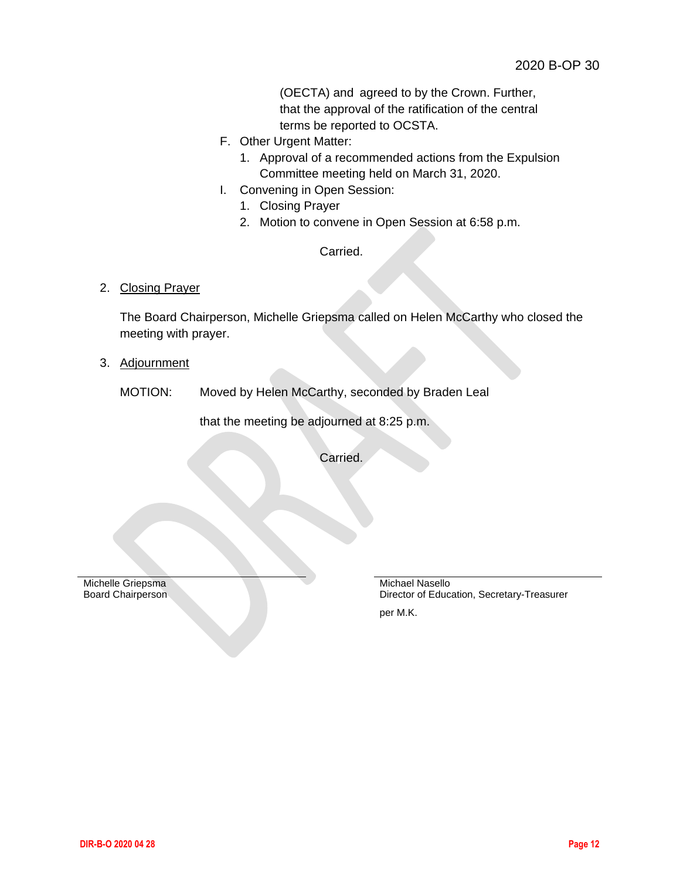(OECTA) and agreed to by the Crown. Further, that the approval of the ratification of the central terms be reported to OCSTA.

F. Other Urgent Matter:
   1. Approval of a recommended actions from the Expulsion Committee meeting held on March 31, 2020.

I. Convening in Open Session:
   1. Closing Prayer
   2. Motion to convene in Open Session at 6:58 p.m.

Carried.

2. Closing Prayer

The Board Chairperson, Michelle Griepsma called on Helen McCarthy who closed the meeting with prayer.

3. Adjournment

MOTION: Moved by Helen McCarthy, seconded by Braden Leal

that the meeting be adjourned at 8:25 p.m.

Carried.

Michelle Griepsma
Board Chairperson

Michael Nasello
Director of Education, Secretary-Treasurer

per M.K.